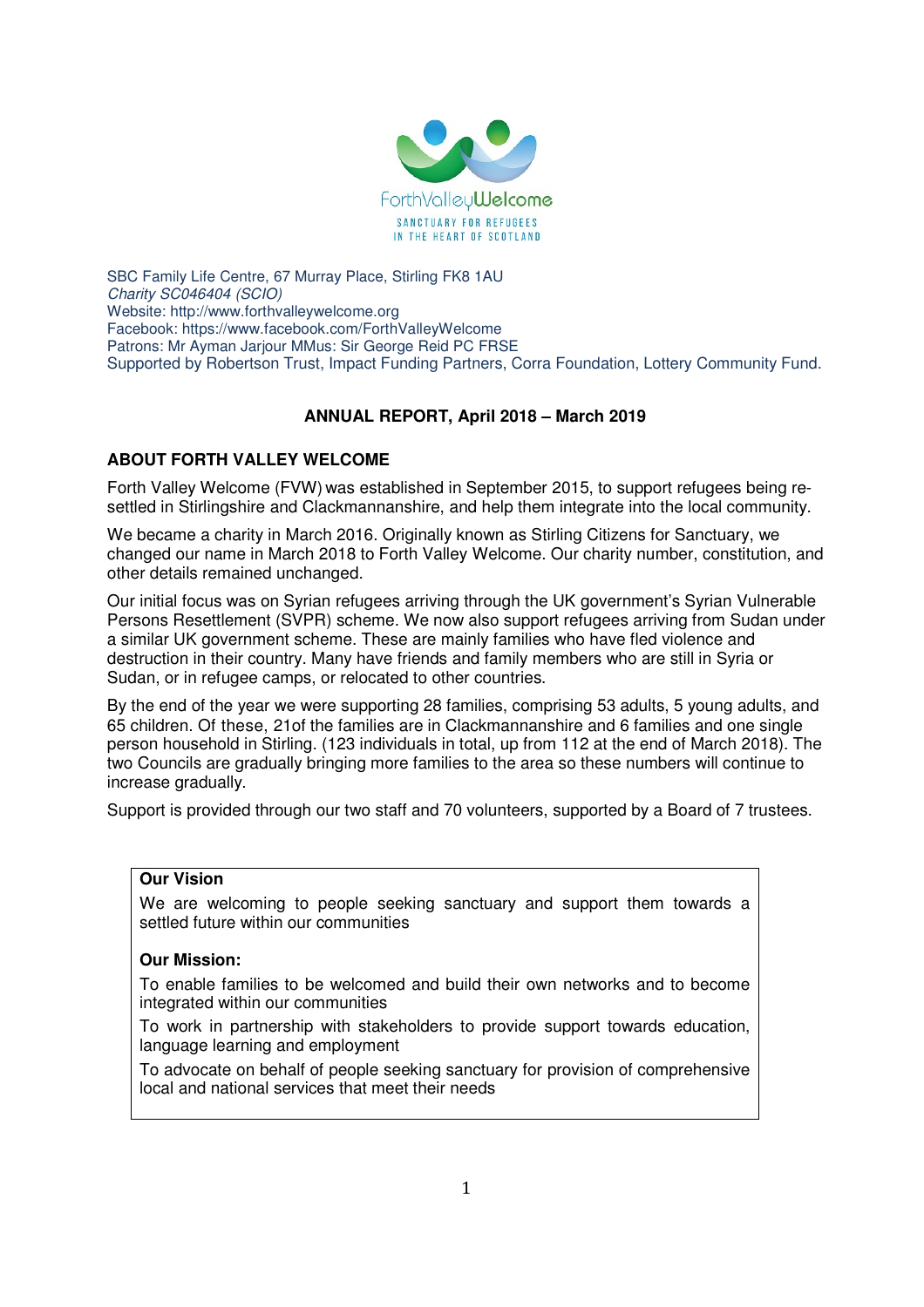ForthValleyWelcome

SANCTUARY FOR REFUGEES IN THE HEART OF SCOTLAND

SBC Family Life Centre, 67 Murray Place, Stirling FK8 1AU
*Charity SC046404 (SCIO)*
Website: http://www.forthvalleywelcome.org
Facebook: https://www.facebook.com/ForthValleyWelcome
Patrons: Mr Ayman Jarjour MMus: Sir George Reid PC FRSE
Supported by Robertson Trust, Impact Funding Partners, Corra Foundation, Lottery Community Fund.

## ANNUAL REPORT, April 2018 – March 2019

## ABOUT FORTH VALLEY WELCOME

Forth Valley Welcome (FVW) was established in September 2015, to support refugees being re-settled in Stirlingshire and Clackmannanshire, and help them integrate into the local community.

We became a charity in March 2016. Originally known as Stirling Citizens for Sanctuary, we changed our name in March 2018 to Forth Valley Welcome. Our charity number, constitution, and other details remained unchanged.

Our initial focus was on Syrian refugees arriving through the UK government's Syrian Vulnerable Persons Resettlement (SVPR) scheme. We now also support refugees arriving from Sudan under a similar UK government scheme. These are mainly families who have fled violence and destruction in their country. Many have friends and family members who are still in Syria or Sudan, or in refugee camps, or relocated to other countries.

By the end of the year we were supporting 28 families, comprising 53 adults, 5 young adults, and 65 children. Of these, 21of the families are in Clackmannanshire and 6 families and one single person household in Stirling. (123 individuals in total, up from 112 at the end of March 2018). The two Councils are gradually bringing more families to the area so these numbers will continue to increase gradually.

Support is provided through our two staff and 70 volunteers, supported by a Board of 7 trustees.

> **Our Vision**
>
> We are welcoming to people seeking sanctuary and support them towards a settled future within our communities
>
> **Our Mission:**
>
> To enable families to be welcomed and build their own networks and to become integrated within our communities
>
> To work in partnership with stakeholders to provide support towards education, language learning and employment
>
> To advocate on behalf of people seeking sanctuary for provision of comprehensive local and national services that meet their needs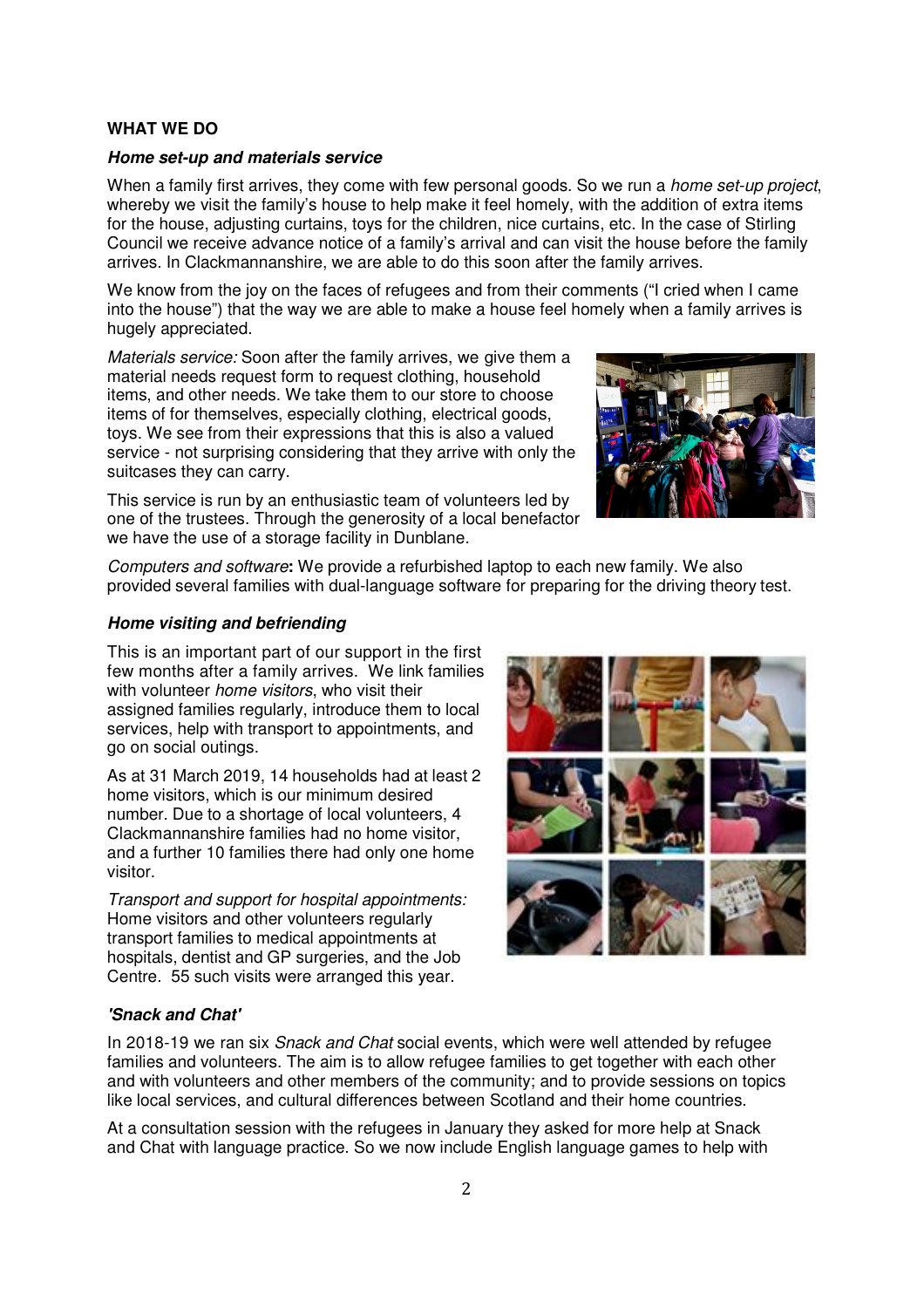## WHAT WE DO

### *Home set-up and materials service*

When a family first arrives, they come with few personal goods. So we run a *home set-up project*, whereby we visit the family's house to help make it feel homely, with the addition of extra items for the house, adjusting curtains, toys for the children, nice curtains, etc. In the case of Stirling Council we receive advance notice of a family's arrival and can visit the house before the family arrives. In Clackmannanshire, we are able to do this soon after the family arrives.

We know from the joy on the faces of refugees and from their comments ("I cried when I came into the house") that the way we are able to make a house feel homely when a family arrives is hugely appreciated.

*Materials service:* Soon after the family arrives, we give them a material needs request form to request clothing, household items, and other needs. We take them to our store to choose items of for themselves, especially clothing, electrical goods, toys. We see from their expressions that this is also a valued service - not surprising considering that they arrive with only the suitcases they can carry.

This service is run by an enthusiastic team of volunteers led by one of the trustees. Through the generosity of a local benefactor we have the use of a storage facility in Dunblane.

*Computers and software***:** We provide a refurbished laptop to each new family. We also provided several families with dual-language software for preparing for the driving theory test.

### *Home visiting and befriending*

This is an important part of our support in the first few months after a family arrives. We link families with volunteer *home visitors*, who visit their assigned families regularly, introduce them to local services, help with transport to appointments, and go on social outings.

As at 31 March 2019, 14 households had at least 2 home visitors, which is our minimum desired number. Due to a shortage of local volunteers, 4 Clackmannanshire families had no home visitor, and a further 10 families there had only one home visitor.

*Transport and support for hospital appointments:* Home visitors and other volunteers regularly transport families to medical appointments at hospitals, dentist and GP surgeries, and the Job Centre. 55 such visits were arranged this year.

### *'Snack and Chat'*

In 2018-19 we ran six *Snack and Chat* social events, which were well attended by refugee families and volunteers. The aim is to allow refugee families to get together with each other and with volunteers and other members of the community; and to provide sessions on topics like local services, and cultural differences between Scotland and their home countries.

At a consultation session with the refugees in January they asked for more help at Snack and Chat with language practice. So we now include English language games to help with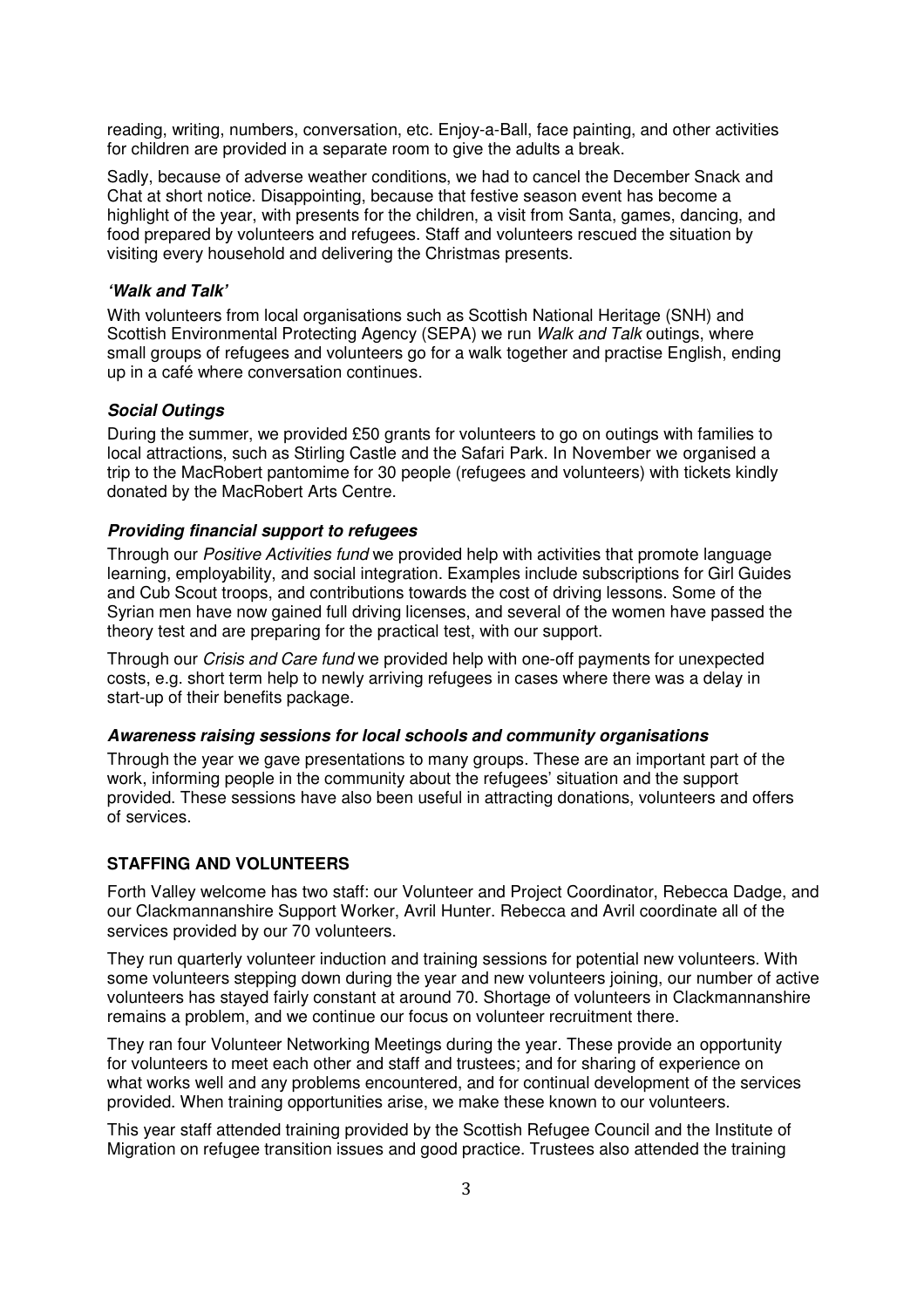reading, writing, numbers, conversation, etc. Enjoy-a-Ball, face painting, and other activities for children are provided in a separate room to give the adults a break.

Sadly, because of adverse weather conditions, we had to cancel the December Snack and Chat at short notice. Disappointing, because that festive season event has become a highlight of the year, with presents for the children, a visit from Santa, games, dancing, and food prepared by volunteers and refugees. Staff and volunteers rescued the situation by visiting every household and delivering the Christmas presents.

### *'Walk and Talk'*

With volunteers from local organisations such as Scottish National Heritage (SNH) and Scottish Environmental Protecting Agency (SEPA) we run *Walk and Talk* outings, where small groups of refugees and volunteers go for a walk together and practise English, ending up in a café where conversation continues.

### *Social Outings*

During the summer, we provided £50 grants for volunteers to go on outings with families to local attractions, such as Stirling Castle and the Safari Park. In November we organised a trip to the MacRobert pantomime for 30 people (refugees and volunteers) with tickets kindly donated by the MacRobert Arts Centre.

### *Providing financial support to refugees*

Through our *Positive Activities fund* we provided help with activities that promote language learning, employability, and social integration. Examples include subscriptions for Girl Guides and Cub Scout troops, and contributions towards the cost of driving lessons. Some of the Syrian men have now gained full driving licenses, and several of the women have passed the theory test and are preparing for the practical test, with our support.

Through our *Crisis and Care fund* we provided help with one-off payments for unexpected costs, e.g. short term help to newly arriving refugees in cases where there was a delay in start-up of their benefits package.

### *Awareness raising sessions for local schools and community organisations*

Through the year we gave presentations to many groups. These are an important part of the work, informing people in the community about the refugees' situation and the support provided. These sessions have also been useful in attracting donations, volunteers and offers of services.

## STAFFING AND VOLUNTEERS

Forth Valley welcome has two staff: our Volunteer and Project Coordinator, Rebecca Dadge, and our Clackmannanshire Support Worker, Avril Hunter. Rebecca and Avril coordinate all of the services provided by our 70 volunteers.

They run quarterly volunteer induction and training sessions for potential new volunteers. With some volunteers stepping down during the year and new volunteers joining, our number of active volunteers has stayed fairly constant at around 70. Shortage of volunteers in Clackmannanshire remains a problem, and we continue our focus on volunteer recruitment there.

They ran four Volunteer Networking Meetings during the year. These provide an opportunity for volunteers to meet each other and staff and trustees; and for sharing of experience on what works well and any problems encountered, and for continual development of the services provided. When training opportunities arise, we make these known to our volunteers.

This year staff attended training provided by the Scottish Refugee Council and the Institute of Migration on refugee transition issues and good practice. Trustees also attended the training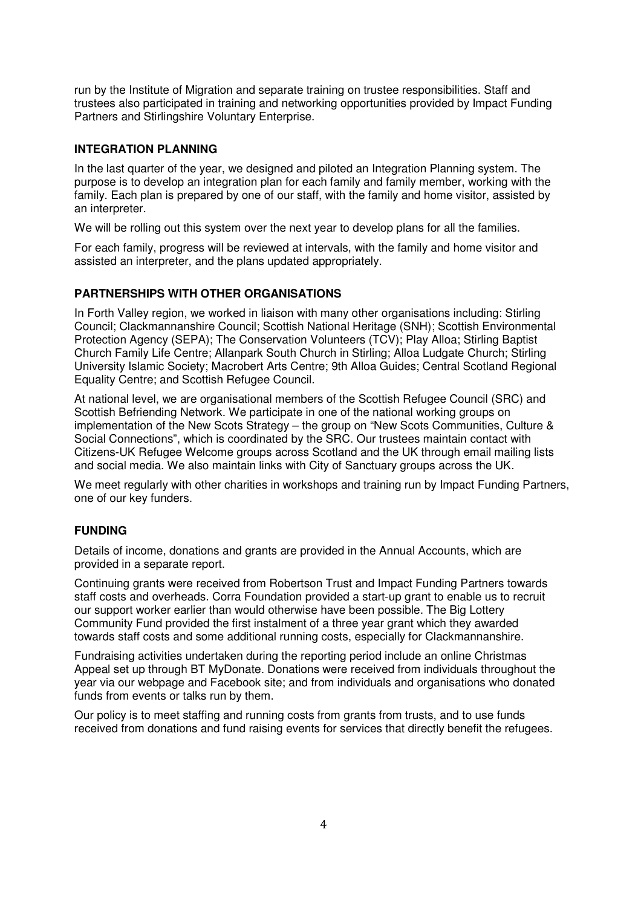run by the Institute of Migration and separate training on trustee responsibilities. Staff and trustees also participated in training and networking opportunities provided by Impact Funding Partners and Stirlingshire Voluntary Enterprise.

## INTEGRATION PLANNING

In the last quarter of the year, we designed and piloted an Integration Planning system. The purpose is to develop an integration plan for each family and family member, working with the family. Each plan is prepared by one of our staff, with the family and home visitor, assisted by an interpreter.

We will be rolling out this system over the next year to develop plans for all the families.

For each family, progress will be reviewed at intervals, with the family and home visitor and assisted an interpreter, and the plans updated appropriately.

## PARTNERSHIPS WITH OTHER ORGANISATIONS

In Forth Valley region, we worked in liaison with many other organisations including: Stirling Council; Clackmannanshire Council; Scottish National Heritage (SNH); Scottish Environmental Protection Agency (SEPA); The Conservation Volunteers (TCV); Play Alloa; Stirling Baptist Church Family Life Centre; Allanpark South Church in Stirling; Alloa Ludgate Church; Stirling University Islamic Society; Macrobert Arts Centre; 9th Alloa Guides; Central Scotland Regional Equality Centre; and Scottish Refugee Council.

At national level, we are organisational members of the Scottish Refugee Council (SRC) and Scottish Befriending Network. We participate in one of the national working groups on implementation of the New Scots Strategy – the group on "New Scots Communities, Culture & Social Connections", which is coordinated by the SRC. Our trustees maintain contact with Citizens-UK Refugee Welcome groups across Scotland and the UK through email mailing lists and social media. We also maintain links with City of Sanctuary groups across the UK.

We meet regularly with other charities in workshops and training run by Impact Funding Partners, one of our key funders.

## FUNDING

Details of income, donations and grants are provided in the Annual Accounts, which are provided in a separate report.

Continuing grants were received from Robertson Trust and Impact Funding Partners towards staff costs and overheads. Corra Foundation provided a start-up grant to enable us to recruit our support worker earlier than would otherwise have been possible. The Big Lottery Community Fund provided the first instalment of a three year grant which they awarded towards staff costs and some additional running costs, especially for Clackmannanshire.

Fundraising activities undertaken during the reporting period include an online Christmas Appeal set up through BT MyDonate. Donations were received from individuals throughout the year via our webpage and Facebook site; and from individuals and organisations who donated funds from events or talks run by them.

Our policy is to meet staffing and running costs from grants from trusts, and to use funds received from donations and fund raising events for services that directly benefit the refugees.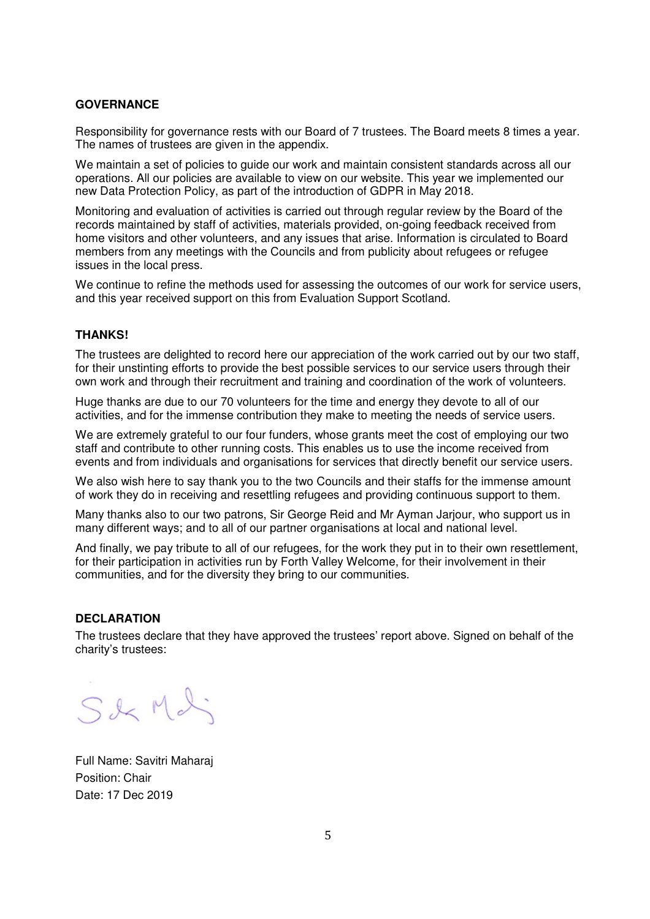## GOVERNANCE

Responsibility for governance rests with our Board of 7 trustees. The Board meets 8 times a year. The names of trustees are given in the appendix.

We maintain a set of policies to guide our work and maintain consistent standards across all our operations. All our policies are available to view on our website. This year we implemented our new Data Protection Policy, as part of the introduction of GDPR in May 2018.

Monitoring and evaluation of activities is carried out through regular review by the Board of the records maintained by staff of activities, materials provided, on-going feedback received from home visitors and other volunteers, and any issues that arise. Information is circulated to Board members from any meetings with the Councils and from publicity about refugees or refugee issues in the local press.

We continue to refine the methods used for assessing the outcomes of our work for service users, and this year received support on this from Evaluation Support Scotland.

## THANKS!

The trustees are delighted to record here our appreciation of the work carried out by our two staff, for their unstinting efforts to provide the best possible services to our service users through their own work and through their recruitment and training and coordination of the work of volunteers.

Huge thanks are due to our 70 volunteers for the time and energy they devote to all of our activities, and for the immense contribution they make to meeting the needs of service users.

We are extremely grateful to our four funders, whose grants meet the cost of employing our two staff and contribute to other running costs. This enables us to use the income received from events and from individuals and organisations for services that directly benefit our service users.

We also wish here to say thank you to the two Councils and their staffs for the immense amount of work they do in receiving and resettling refugees and providing continuous support to them.

Many thanks also to our two patrons, Sir George Reid and Mr Ayman Jarjour, who support us in many different ways; and to all of our partner organisations at local and national level.

And finally, we pay tribute to all of our refugees, for the work they put in to their own resettlement, for their participation in activities run by Forth Valley Welcome, for their involvement in their communities, and for the diversity they bring to our communities.

## DECLARATION

The trustees declare that they have approved the trustees' report above. Signed on behalf of the charity's trustees:

Full Name: Savitri Maharaj
Position: Chair
Date: 17 Dec 2019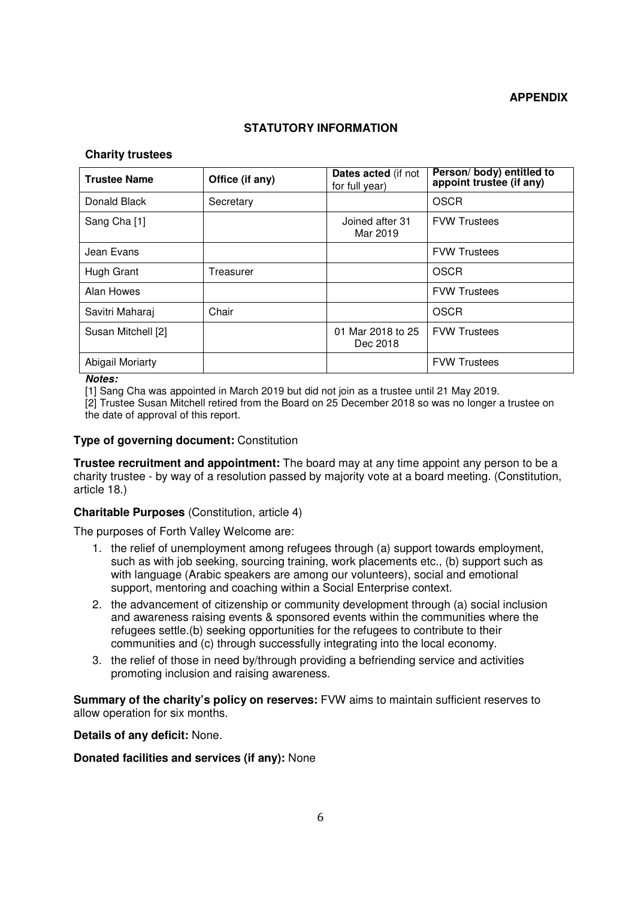**APPENDIX**

## STATUTORY INFORMATION

### Charity trustees

| Trustee Name | Office (if any) | Dates acted (if not for full year) | Person/ body) entitled to appoint trustee (if any) |
|---|---|---|---|
| Donald Black | Secretary | | OSCR |
| Sang Cha [1] | | Joined after 31 Mar 2019 | FVW Trustees |
| Jean Evans | | | FVW Trustees |
| Hugh Grant | Treasurer | | OSCR |
| Alan Howes | | | FVW Trustees |
| Savitri Maharaj | Chair | | OSCR |
| Susan Mitchell [2] | | 01 Mar 2018 to 25 Dec 2018 | FVW Trustees |
| Abigail Moriarty | | | FVW Trustees |

***Notes:***

[1] Sang Cha was appointed in March 2019 but did not join as a trustee until 21 May 2019.

[2] Trustee Susan Mitchell retired from the Board on 25 December 2018 so was no longer a trustee on the date of approval of this report.

**Type of governing document:** Constitution

**Trustee recruitment and appointment:** The board may at any time appoint any person to be a charity trustee - by way of a resolution passed by majority vote at a board meeting. (Constitution, article 18.)

**Charitable Purposes** (Constitution, article 4)

The purposes of Forth Valley Welcome are:

1. the relief of unemployment among refugees through (a) support towards employment, such as with job seeking, sourcing training, work placements etc., (b) support such as with language (Arabic speakers are among our volunteers), social and emotional support, mentoring and coaching within a Social Enterprise context.
2. the advancement of citizenship or community development through (a) social inclusion and awareness raising events & sponsored events within the communities where the refugees settle.(b) seeking opportunities for the refugees to contribute to their communities and (c) through successfully integrating into the local economy.
3. the relief of those in need by/through providing a befriending service and activities promoting inclusion and raising awareness.

**Summary of the charity's policy on reserves:** FVW aims to maintain sufficient reserves to allow operation for six months.

**Details of any deficit:** None.

**Donated facilities and services (if any):** None